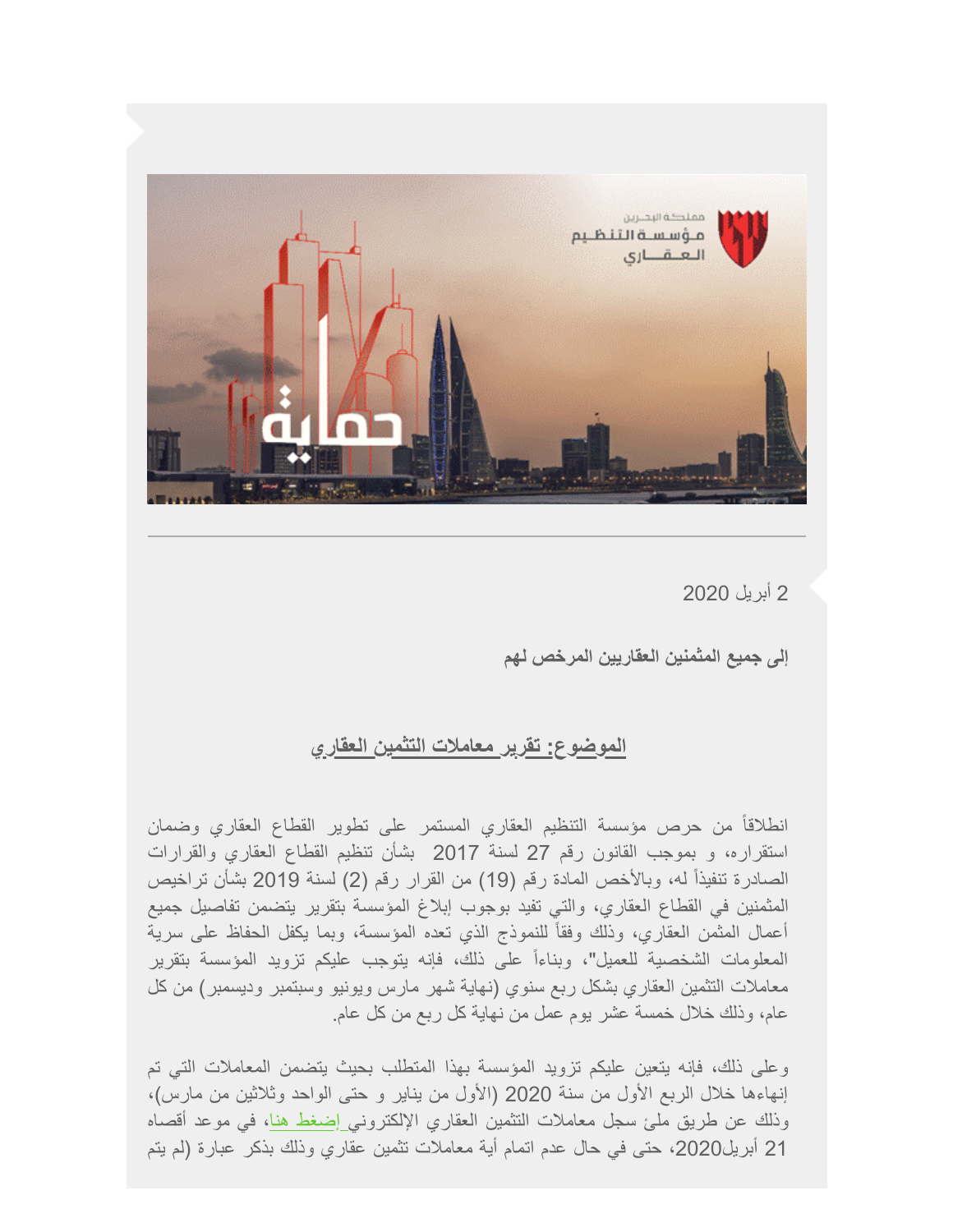2 أبريل 2020

**إلى جميع المثمنين العقاريين المرخص لهم**

**الموضوع: تقرير معاملات التثمين العقاري**

انطلاقاً من حرص مؤسسة التنظيم العقاري المستمر على تطوير القطاع العقاري وضمان استقراره، و بموجب القانون رقم 27 لسنة 2017 بشأن تنظيم القطاع العقاري والقرارات الصادرة تنفيذاً له، وبالأخص المادة رقم (19) من القرار رقم (2) لسنة 2019 بشأن تراخيص المثمنين في القطاع العقاري، والتي تفيد بوجوب إبلاغ المؤسسة بتقرير يتضمن تفاصيل جميع أعمال المثمن العقاري، وذلك وفقاً للنموذج الذي تعده المؤسسة، وبما يكفل الحفاظ على سرية المعلومات الشخصية للعميل"، وبناءاً على ذلك، فإنه يتوجب عليكم تزويد المؤسسة بتقرير معاملات التثمين العقاري بشكل ربع سنوي (نهاية شهر مارس ويونيو وسبتمبر وديسمبر) من كل عام، وذلك خلال خمسة عشر يوم عمل من نهاية كل ربع من كل عام.

وعلى ذلك، فإنه يتعين عليكم تزويد المؤسسة بهذا المتطلب بحيث يتضمن المعاملات التي تم إنهاءها خلال الربع الأول من سنة 2020 (الأول من يناير و حتى الواحد وثلاثين من مارس)، وذلك عن طريق ملئ سجل معاملات التثمين العقاري الإلكتروني إضغط هنا، في موعد أقصاه 21 أبريل2020، حتى في حال عدم اتمام أية معاملات تثمين عقاري وذلك بذكر عبارة (لم يتم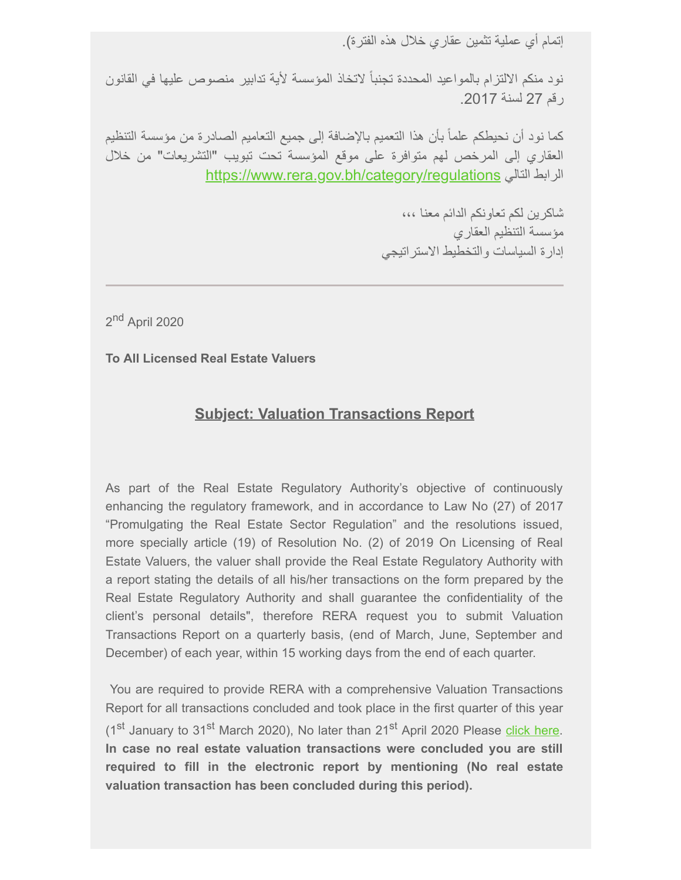إتمام أي عملية تثمين عقاري خلال هذه الفترة).

نود منكم الالتزام بالمواعيد المحددة تجنباً لاتخاذ المؤسسة لأية تدابير منصوص عليها في القانون رقم 27 لسنة 2017.

كما نود أن نحيطكم علماً بأن هذا التعميم بالإضافة إلى جميع التعاميم الصادرة من مؤسسة التنظيم العقاري إلى المرخص لهم متوافرة على موقع المؤسسة تحت تبويب "التشريعات" من خلال الرابط التالي https://www.rera.gov.bh/category/regulations

شاكرين لكم تعاونكم الدائم معنا ،،،
مؤسسة التنظيم العقاري
إدارة السياسات والتخطيط الاستراتيجي

---

2nd April 2020

**To All Licensed Real Estate Valuers**

## Subject: Valuation Transactions Report

As part of the Real Estate Regulatory Authority's objective of continuously enhancing the regulatory framework, and in accordance to Law No (27) of 2017 "Promulgating the Real Estate Sector Regulation" and the resolutions issued, more specially article (19) of Resolution No. (2) of 2019 On Licensing of Real Estate Valuers, the valuer shall provide the Real Estate Regulatory Authority with a report stating the details of all his/her transactions on the form prepared by the Real Estate Regulatory Authority and shall guarantee the confidentiality of the client's personal details", therefore RERA request you to submit Valuation Transactions Report on a quarterly basis, (end of March, June, September and December) of each year, within 15 working days from the end of each quarter.

You are required to provide RERA with a comprehensive Valuation Transactions Report for all transactions concluded and took place in the first quarter of this year (1st January to 31st March 2020), No later than 21st April 2020 Please click here. **In case no real estate valuation transactions were concluded you are still required to fill in the electronic report by mentioning (No real estate valuation transaction has been concluded during this period).**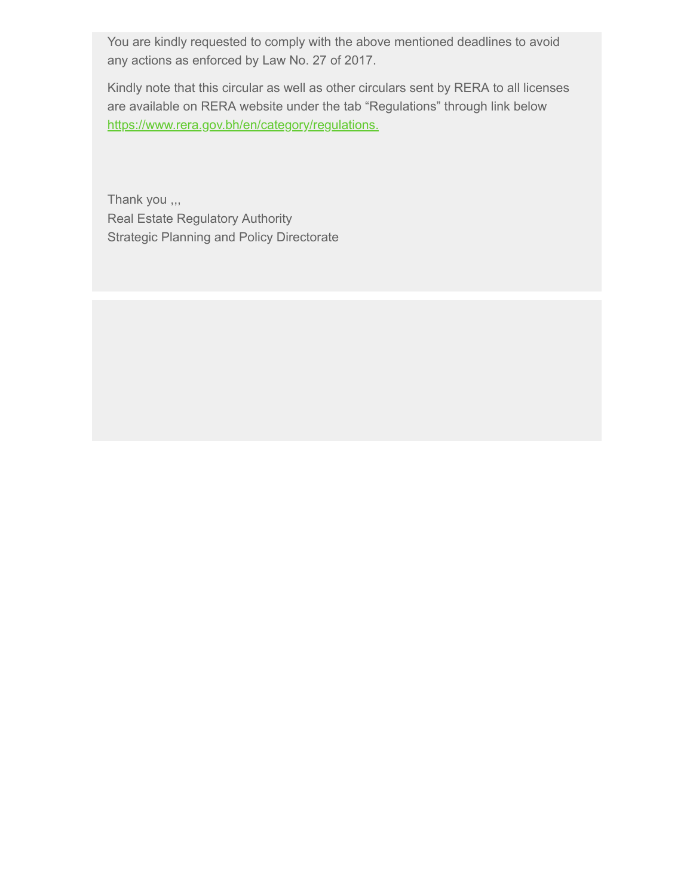You are kindly requested to comply with the above mentioned deadlines to avoid any actions as enforced by Law No. 27 of 2017.

Kindly note that this circular as well as other circulars sent by RERA to all licenses are available on RERA website under the tab “Regulations” through link below [https://www.rera.gov.bh/en/category/regulations.](https://www.rera.gov.bh/en/category/regulations)

Thank you ,,,
Real Estate Regulatory Authority
Strategic Planning and Policy Directorate